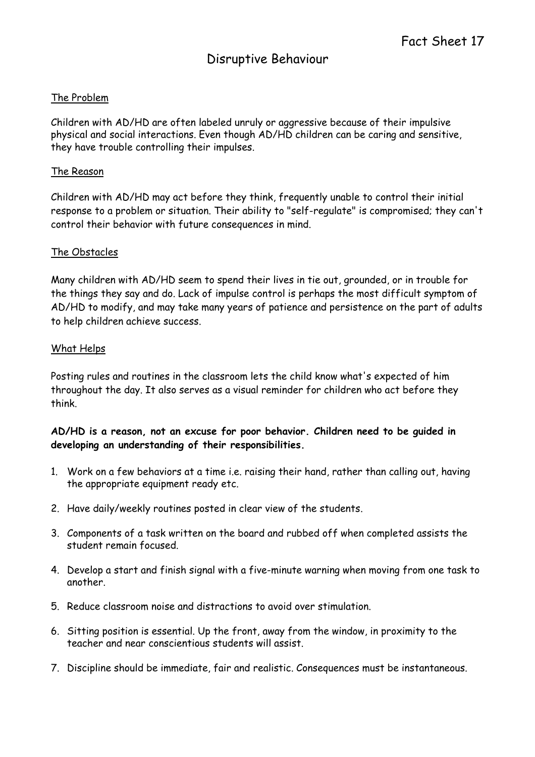Fact Sheet 17

# Disruptive Behaviour

## The Problem

Children with AD/HD are often labeled unruly or aggressive because of their impulsive physical and social interactions. Even though AD/HD children can be caring and sensitive, they have trouble controlling their impulses.

## The Reason

Children with AD/HD may act before they think, frequently unable to control their initial response to a problem or situation. Their ability to "self-regulate" is compromised; they can't control their behavior with future consequences in mind.

## The Obstacles

Many children with AD/HD seem to spend their lives in tie out, grounded, or in trouble for the things they say and do. Lack of impulse control is perhaps the most difficult symptom of AD/HD to modify, and may take many years of patience and persistence on the part of adults to help children achieve success.

## What Helps

Posting rules and routines in the classroom lets the child know what's expected of him throughout the day. It also serves as a visual reminder for children who act before they think.

**AD/HD is a reason, not an excuse for poor behavior. Children need to be guided in developing an understanding of their responsibilities.**

1. Work on a few behaviors at a time i.e. raising their hand, rather than calling out, having the appropriate equipment ready etc.
2. Have daily/weekly routines posted in clear view of the students.
3. Components of a task written on the board and rubbed off when completed assists the student remain focused.
4. Develop a start and finish signal with a five-minute warning when moving from one task to another.
5. Reduce classroom noise and distractions to avoid over stimulation.
6. Sitting position is essential. Up the front, away from the window, in proximity to the teacher and near conscientious students will assist.
7. Discipline should be immediate, fair and realistic. Consequences must be instantaneous.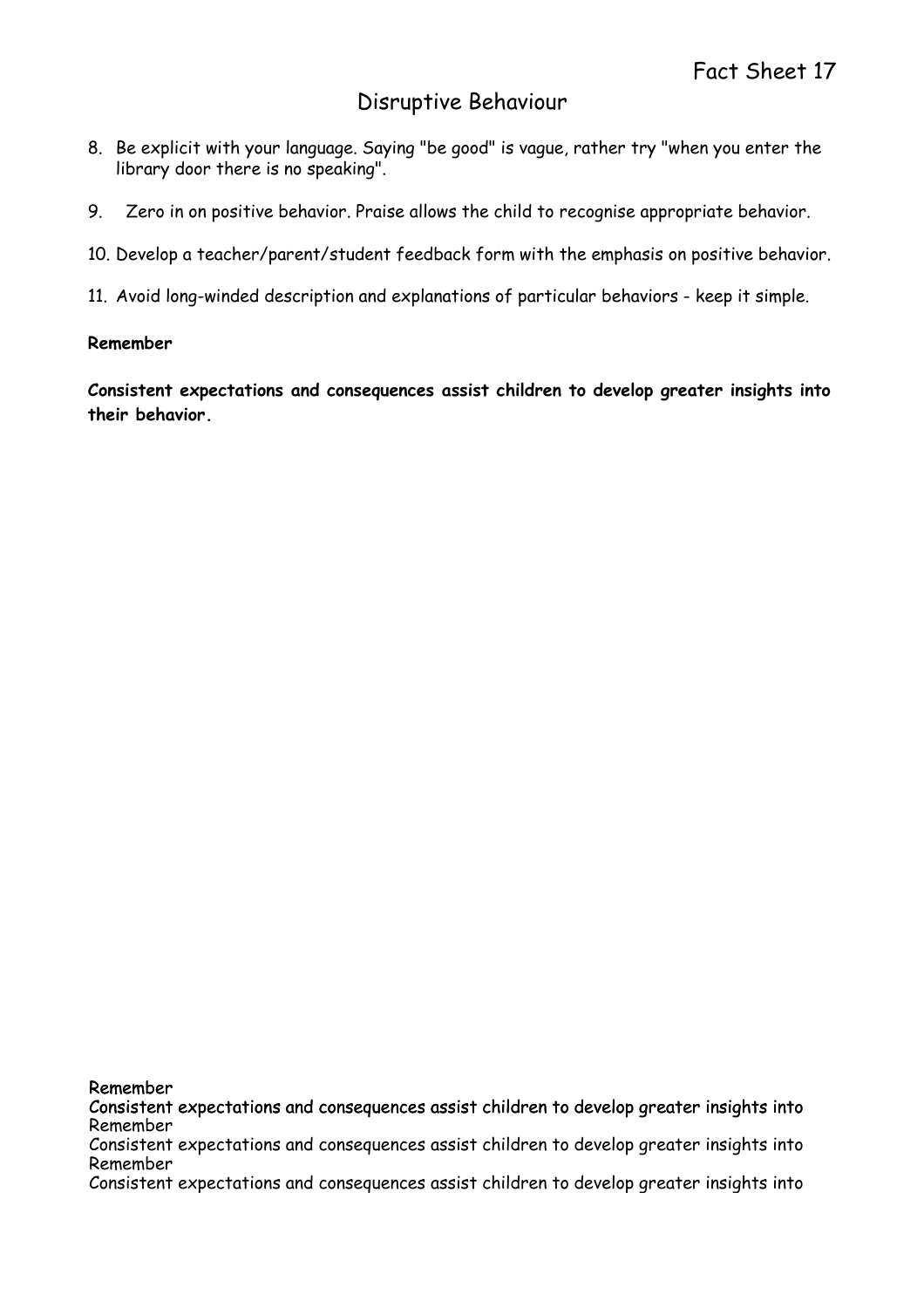Fact Sheet 17

# Disruptive Behaviour

8. Be explicit with your language. Saying "be good" is vague, rather try "when you enter the library door there is no speaking".
9. Zero in on positive behavior. Praise allows the child to recognise appropriate behavior.
10. Develop a teacher/parent/student feedback form with the emphasis on positive behavior.
11. Avoid long-winded description and explanations of particular behaviors - keep it simple.

**Remember**

**Consistent expectations and consequences assist children to develop greater insights into their behavior.**

Remember
Consistent expectations and consequences assist children to develop greater insights into
Remember
Consistent expectations and consequences assist children to develop greater insights into
Remember
Consistent expectations and consequences assist children to develop greater insights into